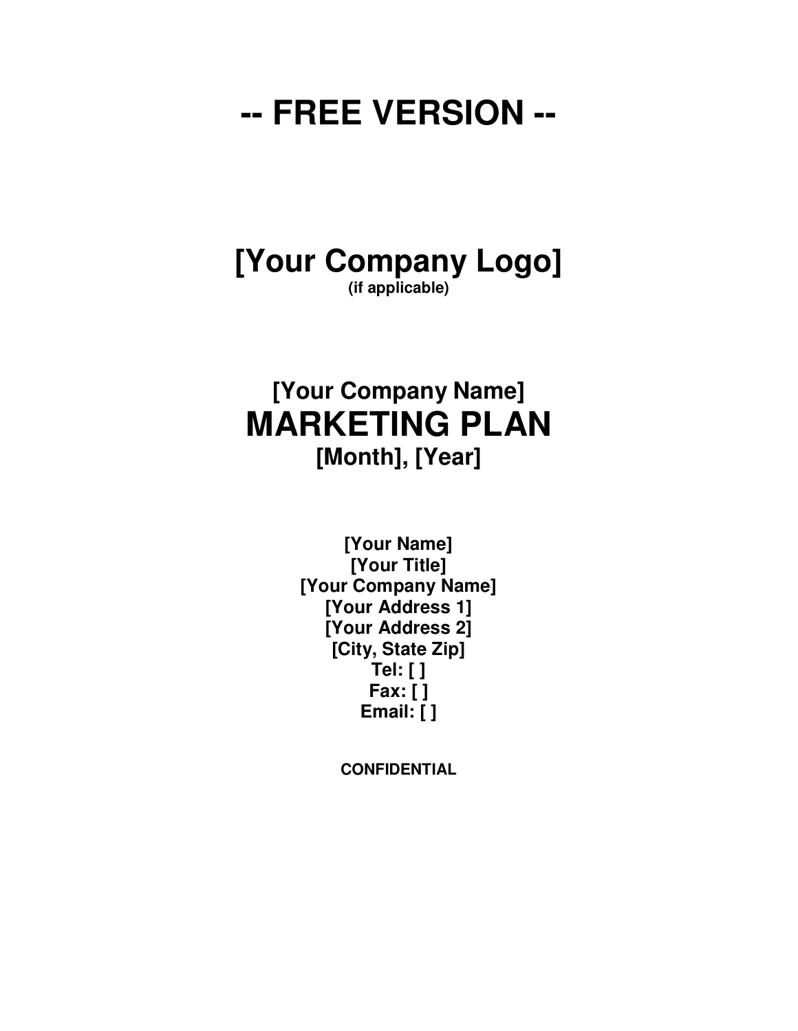# -- FREE VERSION --

## [Your Company Logo]

**(if applicable)**

## [Your Company Name]

# MARKETING PLAN

## [Month], [Year]

**[Your Name]**
**[Your Title]**
**[Your Company Name]**
**[Your Address 1]**
**[Your Address 2]**
**[City, State Zip]**
**Tel: [ ]**
**Fax: [ ]**
**Email: [ ]**

**CONFIDENTIAL**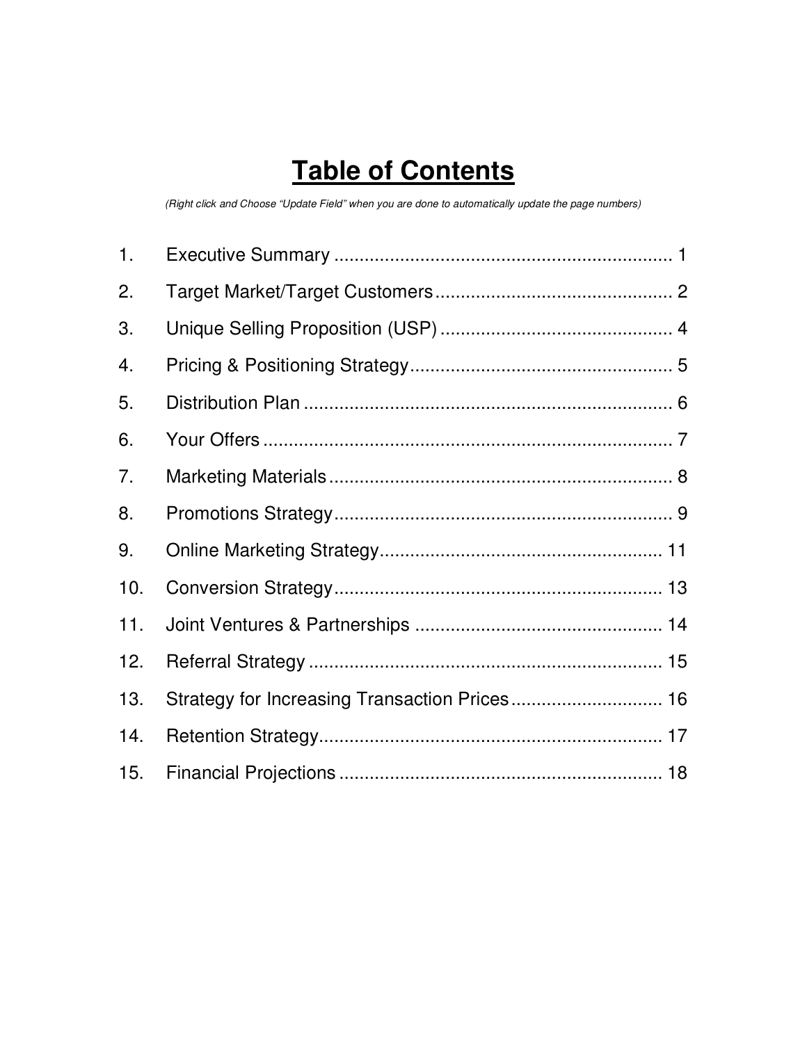# Table of Contents

*(Right click and Choose "Update Field" when you are done to automatically update the page numbers)*

1. Executive Summary .................................................................... 1
2. Target Market/Target Customers ............................................... 2
3. Unique Selling Proposition (USP) .............................................. 4
4. Pricing & Positioning Strategy .................................................... 5
5. Distribution Plan ......................................................................... 6
6. Your Offers ................................................................................. 7
7. Marketing Materials .................................................................... 8
8. Promotions Strategy ................................................................... 9
9. Online Marketing Strategy ........................................................ 11
10. Conversion Strategy ................................................................. 13
11. Joint Ventures & Partnerships ................................................. 14
12. Referral Strategy ...................................................................... 15
13. Strategy for Increasing Transaction Prices .............................. 16
14. Retention Strategy .................................................................... 17
15. Financial Projections ................................................................ 18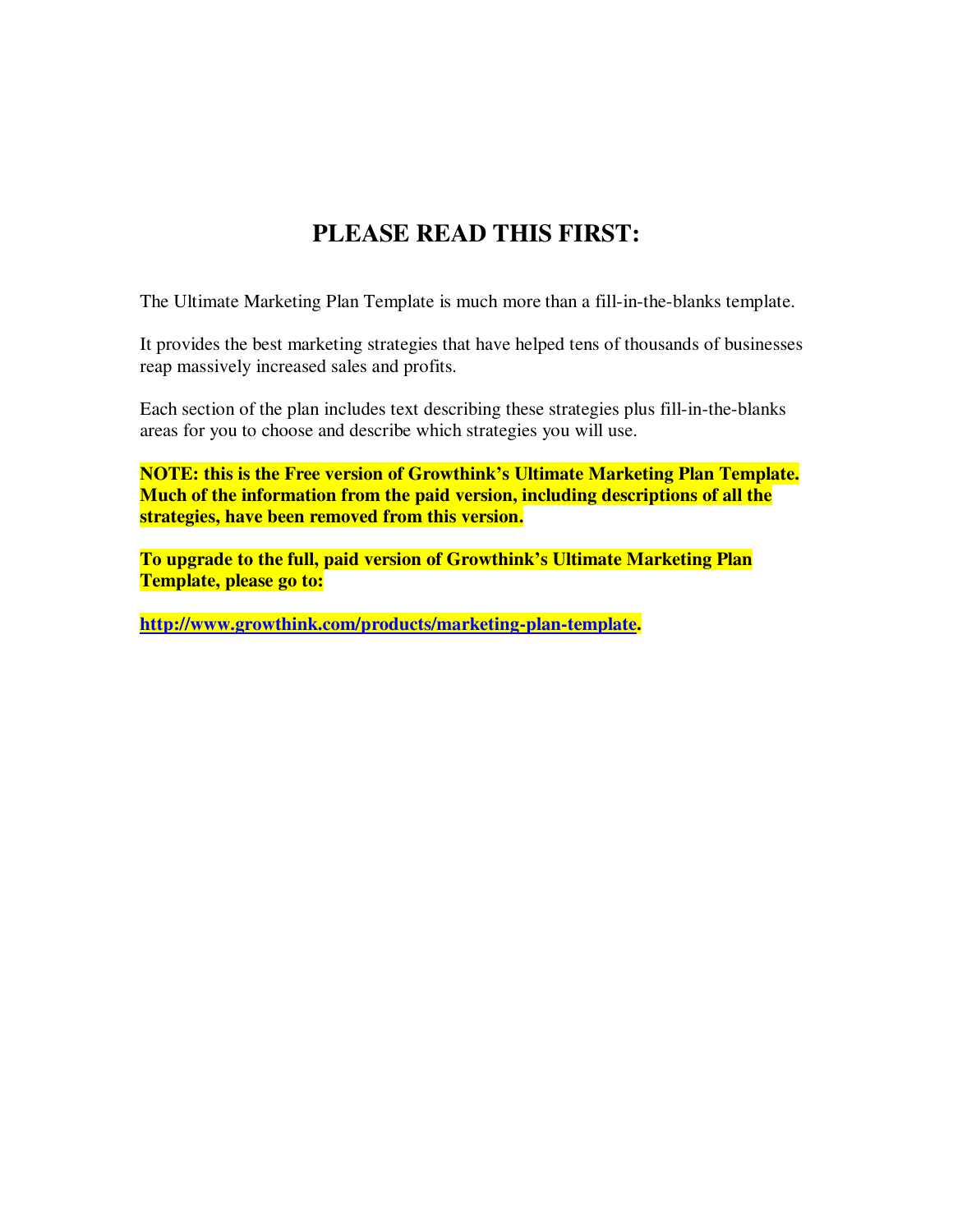# PLEASE READ THIS FIRST:

The Ultimate Marketing Plan Template is much more than a fill-in-the-blanks template.

It provides the best marketing strategies that have helped tens of thousands of businesses reap massively increased sales and profits.

Each section of the plan includes text describing these strategies plus fill-in-the-blanks areas for you to choose and describe which strategies you will use.

**NOTE: this is the Free version of Growthink's Ultimate Marketing Plan Template. Much of the information from the paid version, including descriptions of all the strategies, have been removed from this version.**

**To upgrade to the full, paid version of Growthink's Ultimate Marketing Plan Template, please go to:**

**[http://www.growthink.com/products/marketing-plan-template](http://www.growthink.com/products/marketing-plan-template).**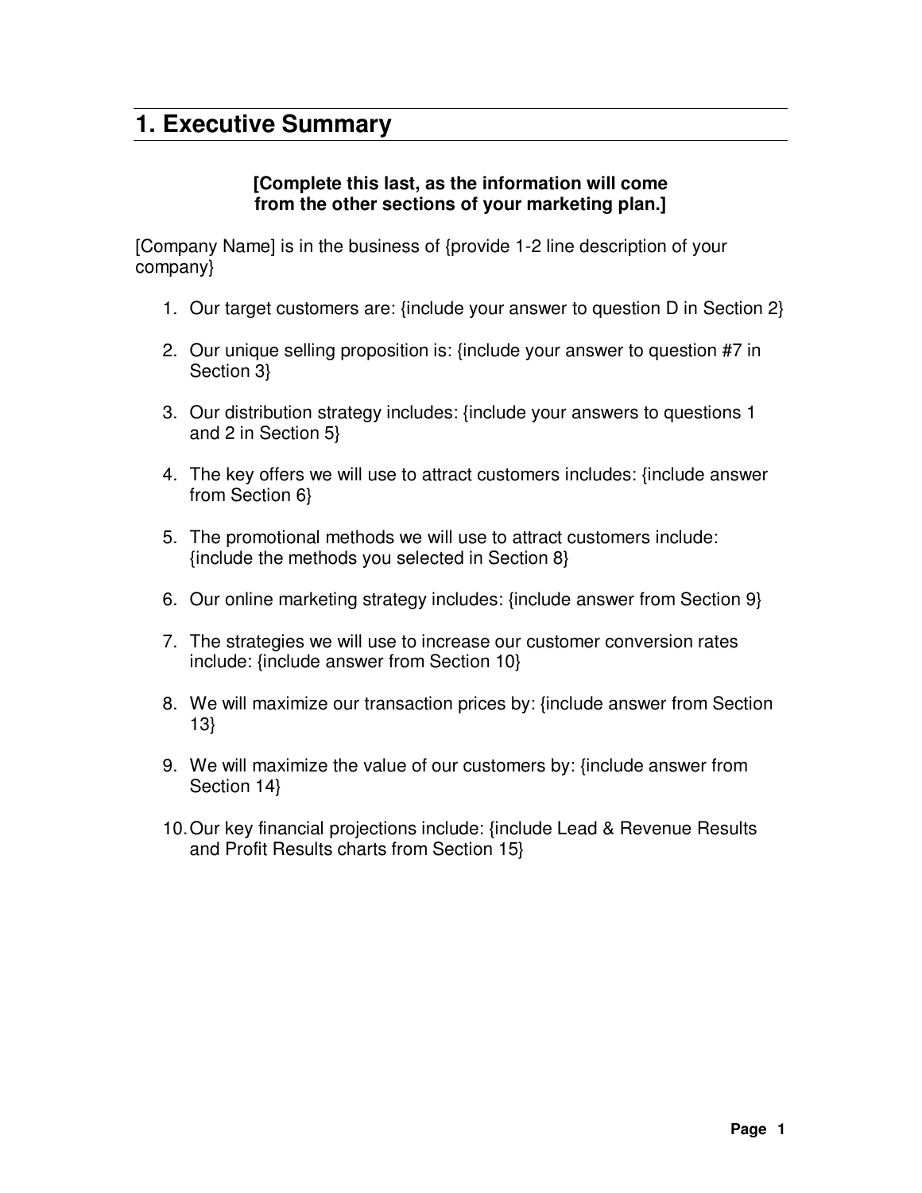# 1. Executive Summary

**[Complete this last, as the information will come from the other sections of your marketing plan.]**

[Company Name] is in the business of {provide 1-2 line description of your company}

1. Our target customers are: {include your answer to question D in Section 2}

2. Our unique selling proposition is: {include your answer to question #7 in Section 3}

3. Our distribution strategy includes: {include your answers to questions 1 and 2 in Section 5}

4. The key offers we will use to attract customers includes: {include answer from Section 6}

5. The promotional methods we will use to attract customers include: {include the methods you selected in Section 8}

6. Our online marketing strategy includes: {include answer from Section 9}

7. The strategies we will use to increase our customer conversion rates include: {include answer from Section 10}

8. We will maximize our transaction prices by: {include answer from Section 13}

9. We will maximize the value of our customers by: {include answer from Section 14}

10. Our key financial projections include: {include Lead & Revenue Results and Profit Results charts from Section 15}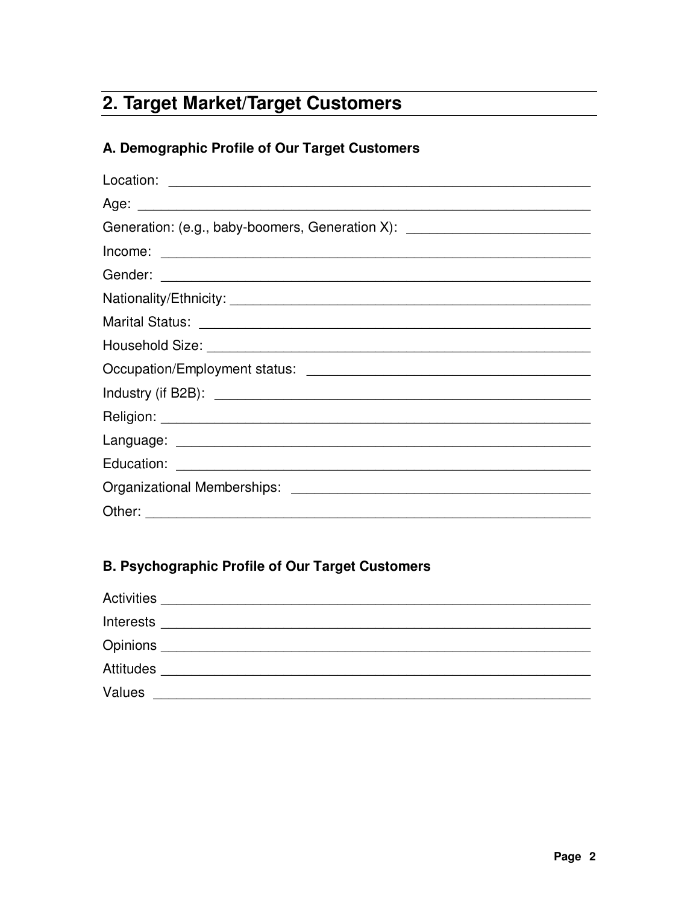## 2. Target Market/Target Customers

### A. Demographic Profile of Our Target Customers

Location: ____________________________________________________________

Age: ________________________________________________________________

Generation: (e.g., baby-boomers, Generation X): ________________________

Income: _____________________________________________________________

Gender: _____________________________________________________________

Nationality/Ethnicity: ________________________________________________

Marital Status: _______________________________________________________

Household Size: ______________________________________________________

Occupation/Employment status: _________________________________________

Industry (if B2B): _____________________________________________________

Religion: ____________________________________________________________

Language: ___________________________________________________________

Education: ___________________________________________________________

Organizational Memberships: ___________________________________________

Other: _______________________________________________________________

### B. Psychographic Profile of Our Target Customers

Activities ____________________________________________________________

Interests _____________________________________________________________

Opinions _____________________________________________________________

Attitudes _____________________________________________________________

Values _______________________________________________________________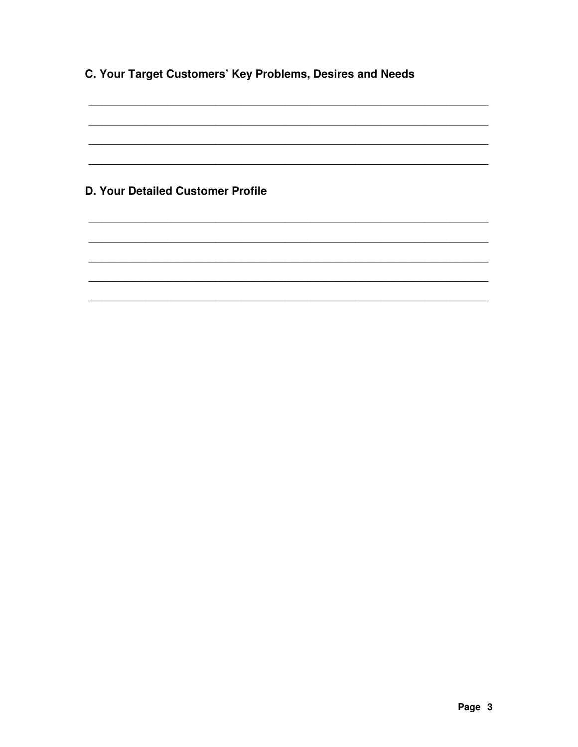### C. Your Target Customers' Key Problems, Desires and Needs

\_\_\_\_\_\_\_\_\_\_\_\_\_\_\_\_\_\_\_\_\_\_\_\_\_\_\_\_\_\_\_\_\_\_\_\_\_\_\_\_\_\_\_\_\_\_\_\_\_\_\_\_\_\_\_\_\_\_\_\_\_\_\_\_

\_\_\_\_\_\_\_\_\_\_\_\_\_\_\_\_\_\_\_\_\_\_\_\_\_\_\_\_\_\_\_\_\_\_\_\_\_\_\_\_\_\_\_\_\_\_\_\_\_\_\_\_\_\_\_\_\_\_\_\_\_\_\_\_

\_\_\_\_\_\_\_\_\_\_\_\_\_\_\_\_\_\_\_\_\_\_\_\_\_\_\_\_\_\_\_\_\_\_\_\_\_\_\_\_\_\_\_\_\_\_\_\_\_\_\_\_\_\_\_\_\_\_\_\_\_\_\_\_

\_\_\_\_\_\_\_\_\_\_\_\_\_\_\_\_\_\_\_\_\_\_\_\_\_\_\_\_\_\_\_\_\_\_\_\_\_\_\_\_\_\_\_\_\_\_\_\_\_\_\_\_\_\_\_\_\_\_\_\_\_\_\_\_

### D. Your Detailed Customer Profile

\_\_\_\_\_\_\_\_\_\_\_\_\_\_\_\_\_\_\_\_\_\_\_\_\_\_\_\_\_\_\_\_\_\_\_\_\_\_\_\_\_\_\_\_\_\_\_\_\_\_\_\_\_\_\_\_\_\_\_\_\_\_\_\_

\_\_\_\_\_\_\_\_\_\_\_\_\_\_\_\_\_\_\_\_\_\_\_\_\_\_\_\_\_\_\_\_\_\_\_\_\_\_\_\_\_\_\_\_\_\_\_\_\_\_\_\_\_\_\_\_\_\_\_\_\_\_\_\_

\_\_\_\_\_\_\_\_\_\_\_\_\_\_\_\_\_\_\_\_\_\_\_\_\_\_\_\_\_\_\_\_\_\_\_\_\_\_\_\_\_\_\_\_\_\_\_\_\_\_\_\_\_\_\_\_\_\_\_\_\_\_\_\_

\_\_\_\_\_\_\_\_\_\_\_\_\_\_\_\_\_\_\_\_\_\_\_\_\_\_\_\_\_\_\_\_\_\_\_\_\_\_\_\_\_\_\_\_\_\_\_\_\_\_\_\_\_\_\_\_\_\_\_\_\_\_\_\_

\_\_\_\_\_\_\_\_\_\_\_\_\_\_\_\_\_\_\_\_\_\_\_\_\_\_\_\_\_\_\_\_\_\_\_\_\_\_\_\_\_\_\_\_\_\_\_\_\_\_\_\_\_\_\_\_\_\_\_\_\_\_\_\_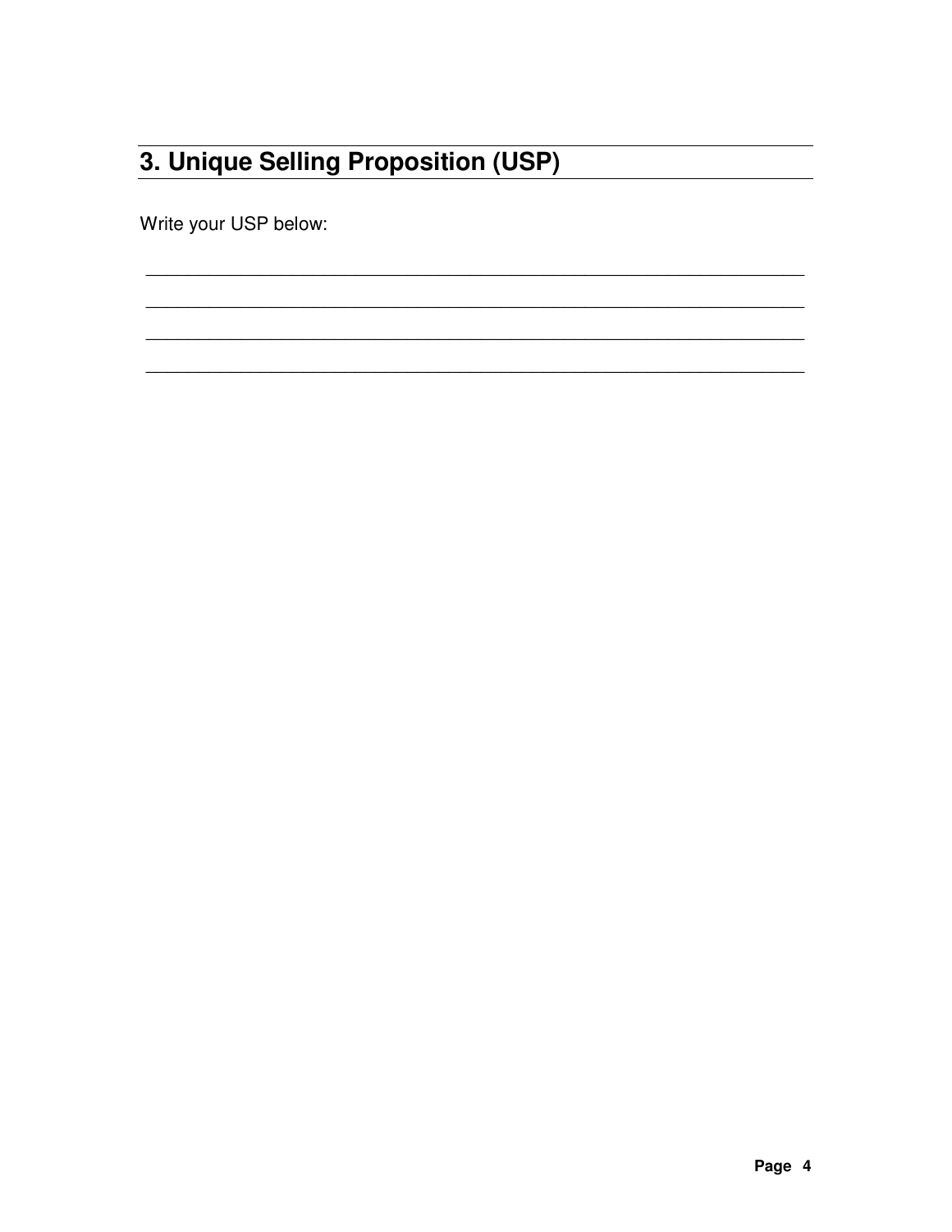## 3. Unique Selling Proposition (USP)

Write your USP below:

_______________________________________________________________________

_______________________________________________________________________

_______________________________________________________________________

_______________________________________________________________________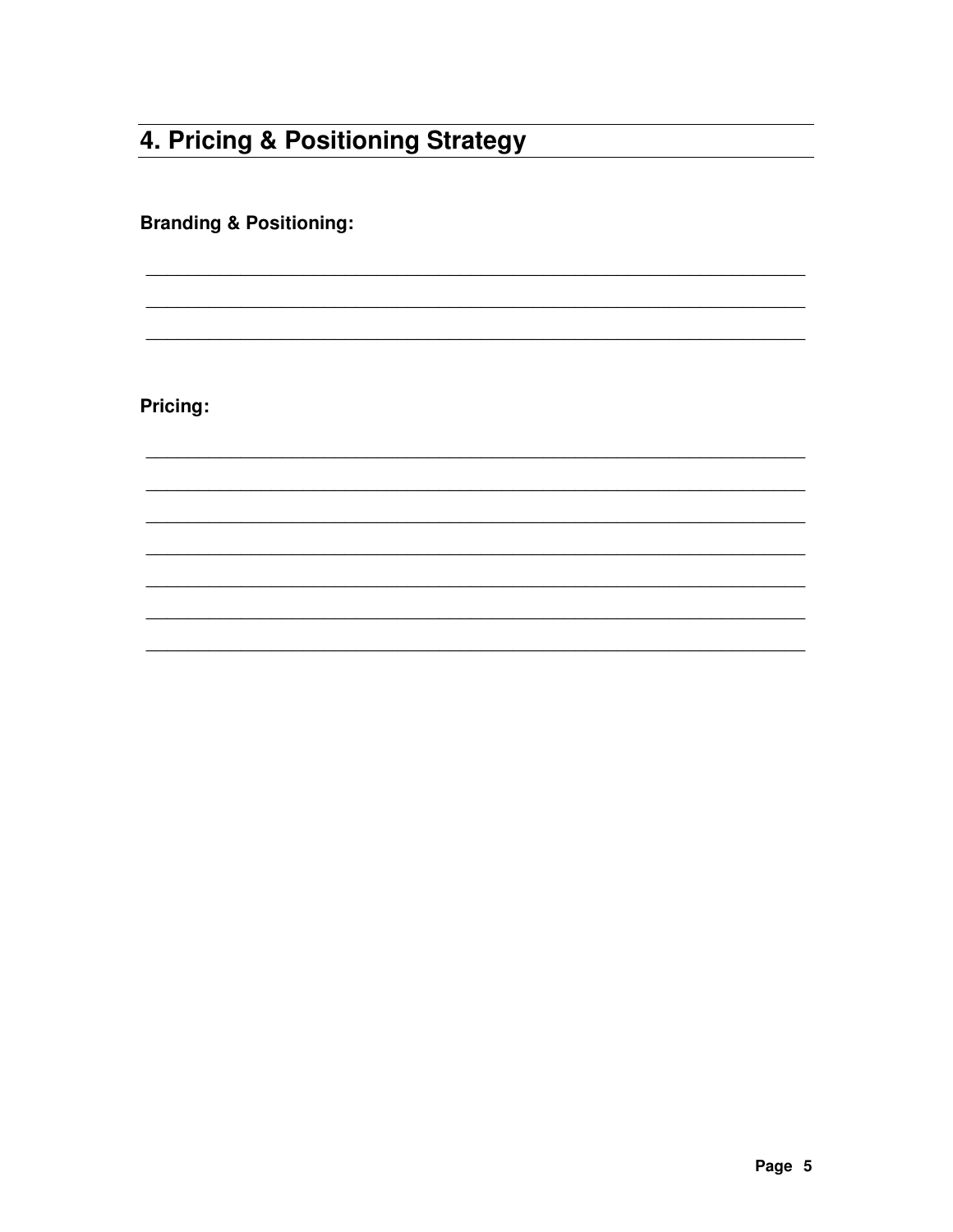## 4. Pricing & Positioning Strategy

**Branding & Positioning:**

______________________________________________________________________

______________________________________________________________________

______________________________________________________________________

**Pricing:**

______________________________________________________________________

______________________________________________________________________

______________________________________________________________________

______________________________________________________________________

______________________________________________________________________

______________________________________________________________________

______________________________________________________________________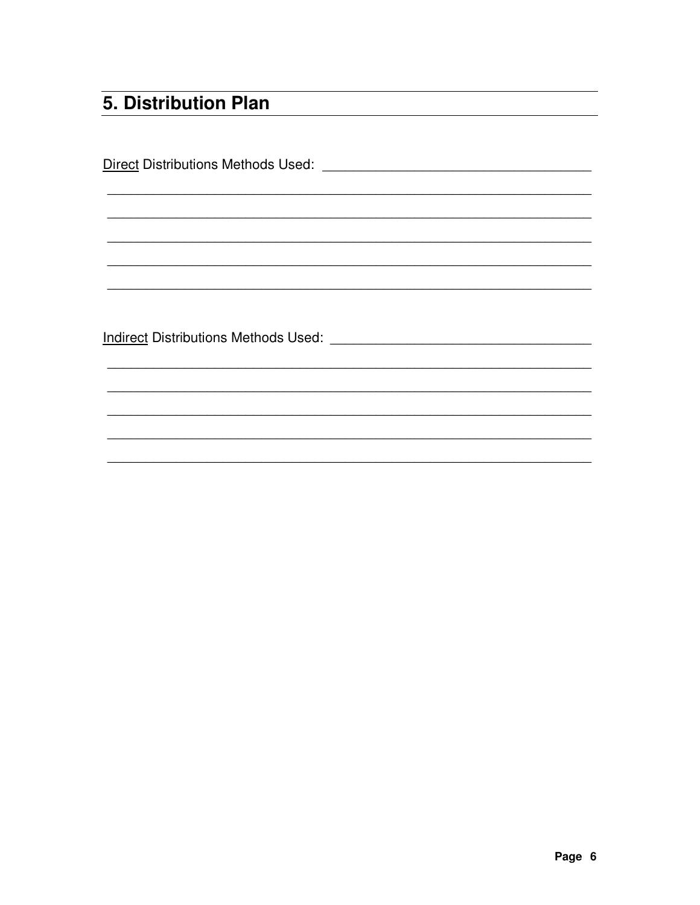## 5. Distribution Plan

<u>Direct</u> Distributions Methods Used: ____________________________________

_________________________________________________________________

_________________________________________________________________

_________________________________________________________________

_________________________________________________________________

_________________________________________________________________

<u>Indirect</u> Distributions Methods Used: __________________________________

_________________________________________________________________

_________________________________________________________________

_________________________________________________________________

_________________________________________________________________

_________________________________________________________________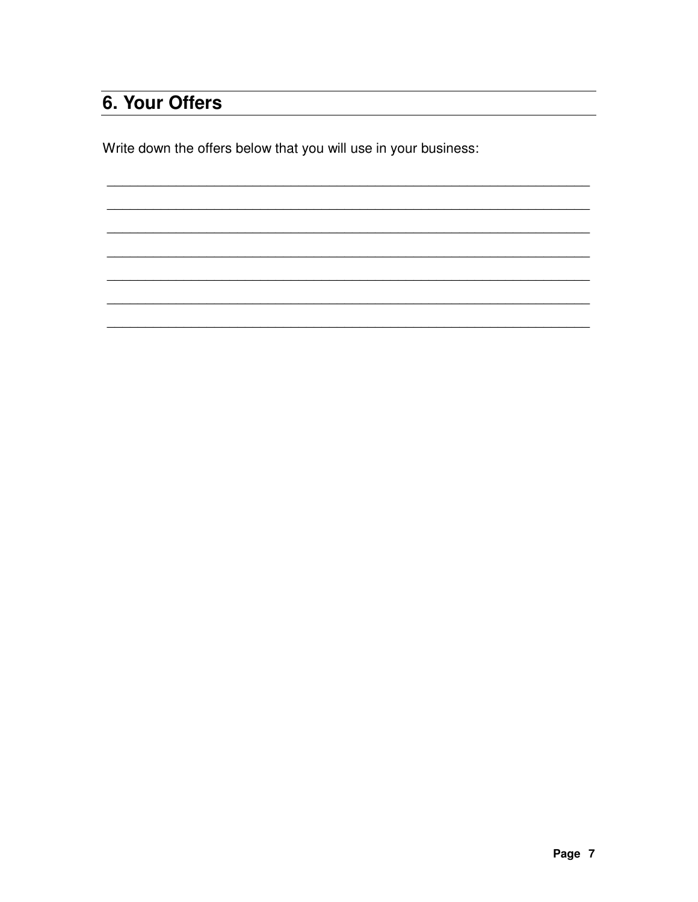## 6. Your Offers

Write down the offers below that you will use in your business:

_______________________________________________________________

_______________________________________________________________

_______________________________________________________________

_______________________________________________________________

_______________________________________________________________

_______________________________________________________________

_______________________________________________________________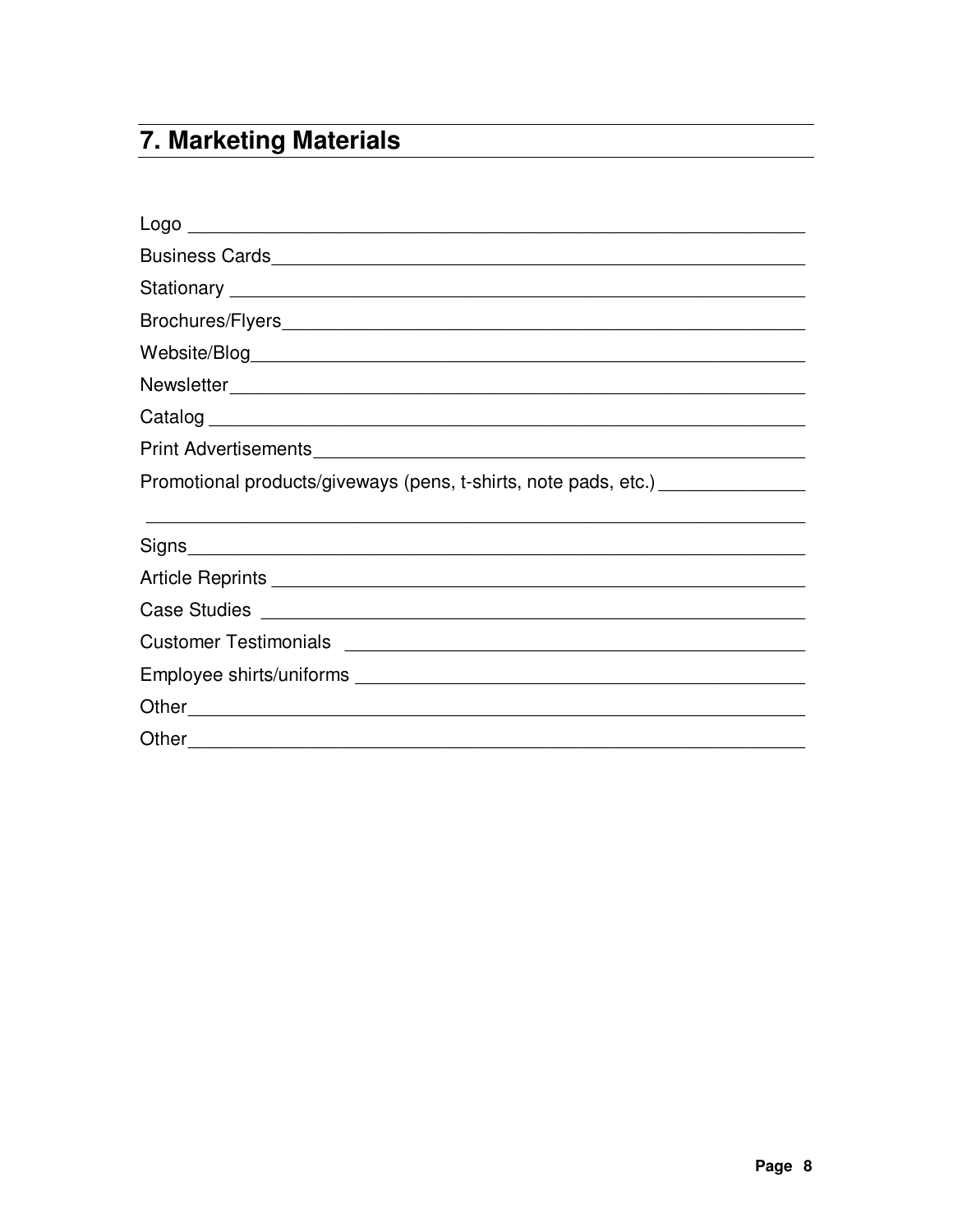## 7. Marketing Materials

Logo ____________________________________________________________

Business Cards____________________________________________________

Stationary ________________________________________________________

Brochures/Flyers___________________________________________________

Website/Blog______________________________________________________

Newsletter________________________________________________________

Catalog __________________________________________________________

Print Advertisements_______________________________________________

Promotional products/giveways (pens, t-shirts, note pads, etc.) ______________

_________________________________________________________________

Signs_____________________________________________________________

Article Reprints ____________________________________________________

Case Studies ______________________________________________________

Customer Testimonials ______________________________________________

Employee shirts/uniforms ____________________________________________

Other_____________________________________________________________

Other_____________________________________________________________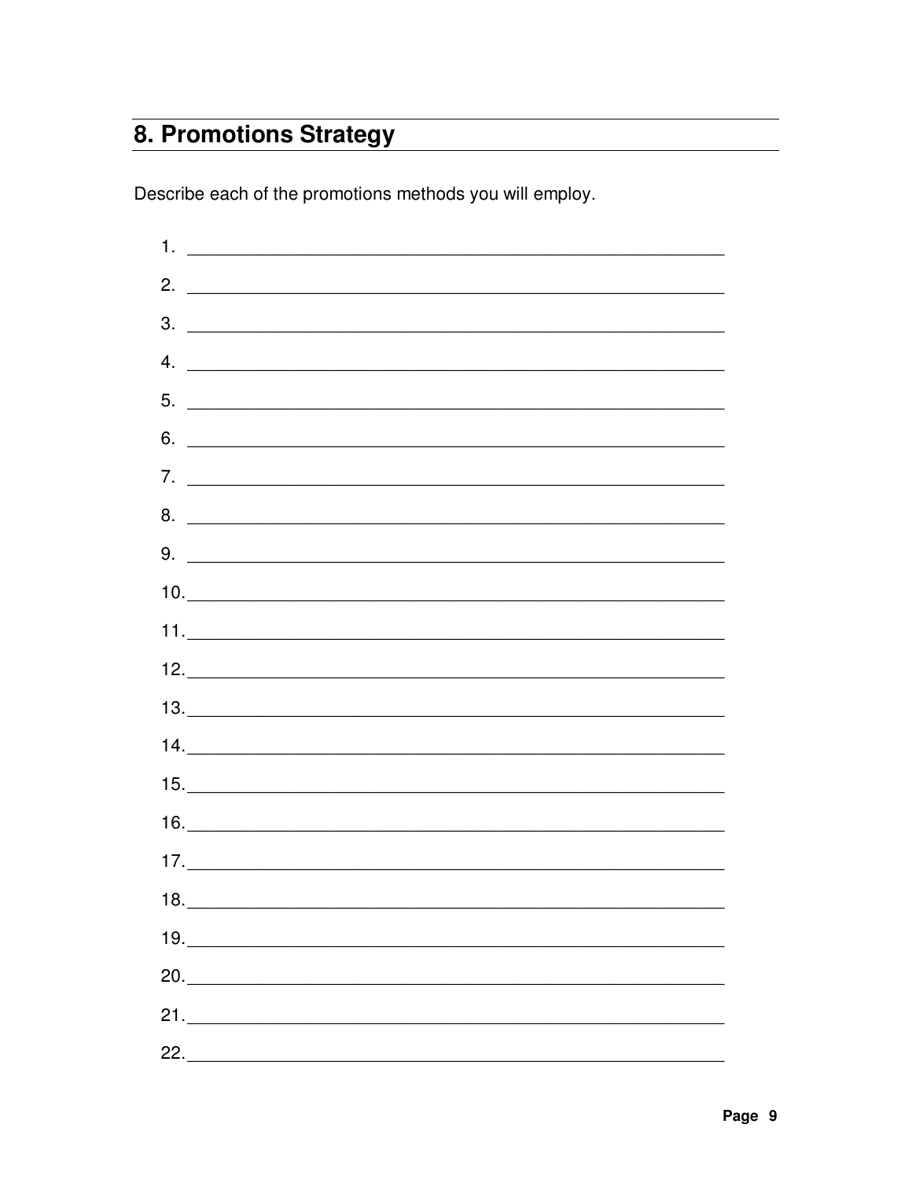## 8. Promotions Strategy

Describe each of the promotions methods you will employ.

1. ________________________________________________________________
2. ________________________________________________________________
3. ________________________________________________________________
4. ________________________________________________________________
5. ________________________________________________________________
6. ________________________________________________________________
7. ________________________________________________________________
8. ________________________________________________________________
9. ________________________________________________________________
10. ________________________________________________________________
11. ________________________________________________________________
12. ________________________________________________________________
13. ________________________________________________________________
14. ________________________________________________________________
15. ________________________________________________________________
16. ________________________________________________________________
17. ________________________________________________________________
18. ________________________________________________________________
19. ________________________________________________________________
20. ________________________________________________________________
21. ________________________________________________________________
22. ________________________________________________________________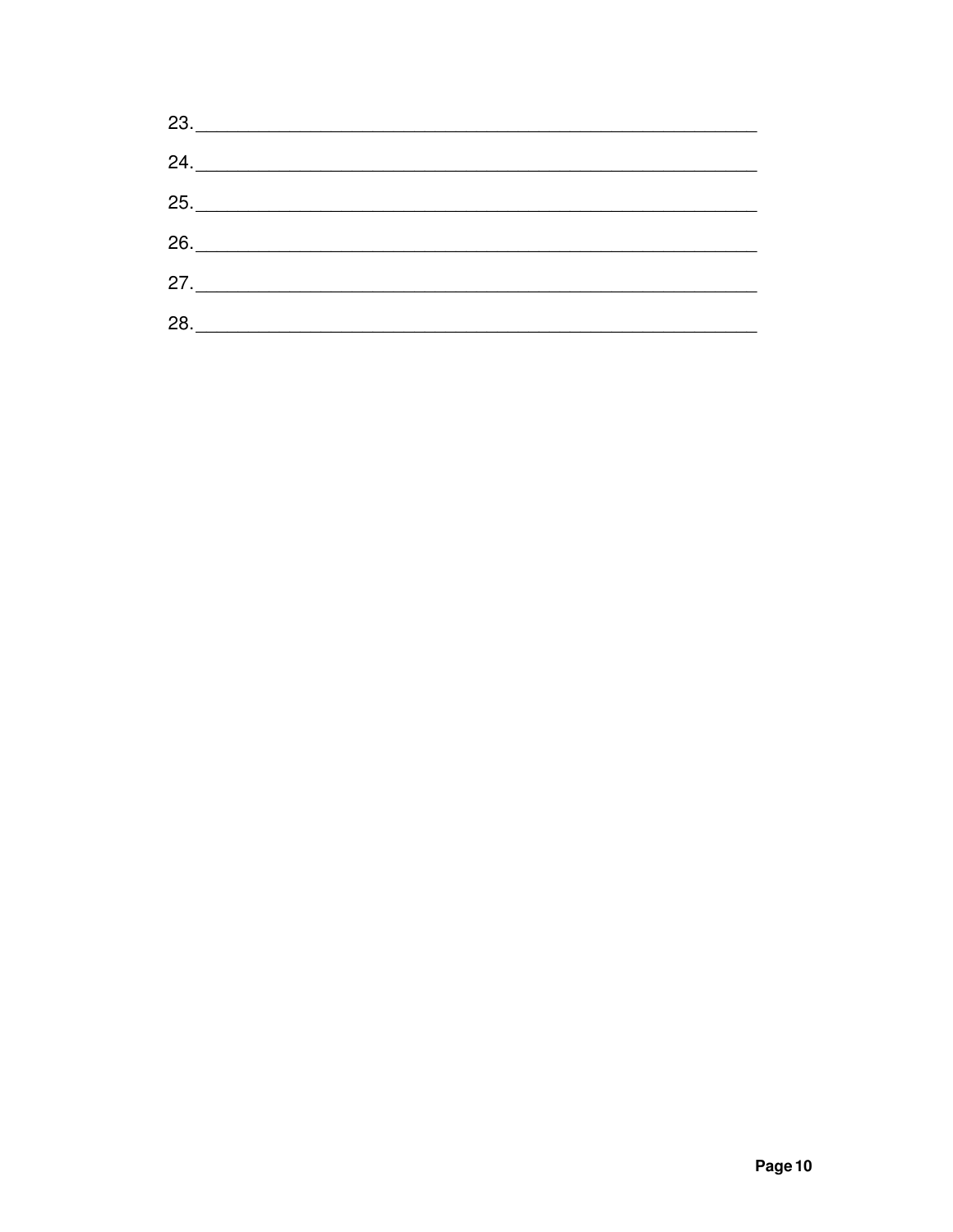23. ______________________________________________________________

24. ______________________________________________________________

25. ______________________________________________________________

26. ______________________________________________________________

27. ______________________________________________________________

28. ______________________________________________________________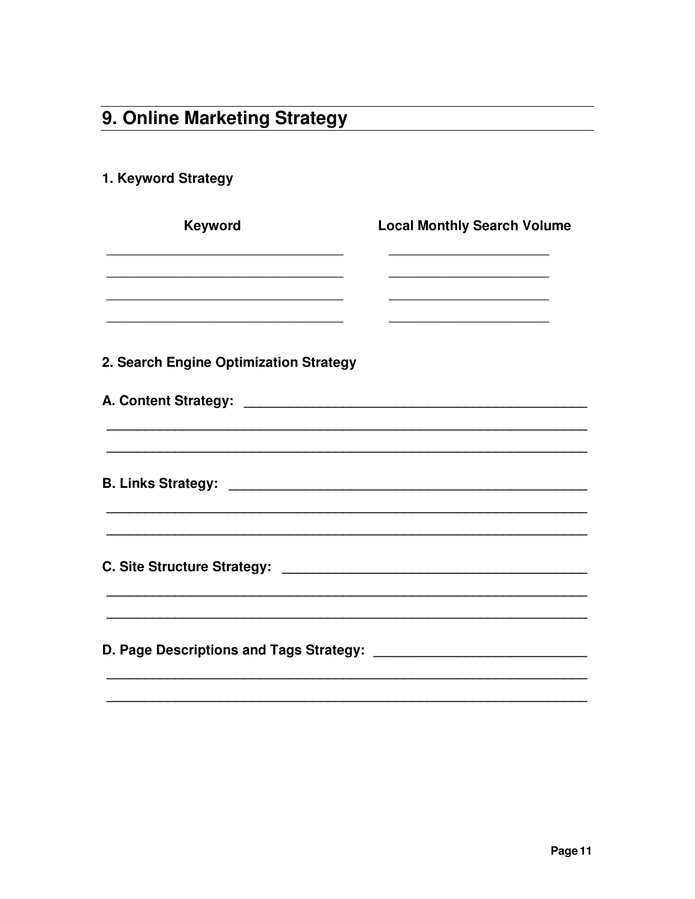## 9. Online Marketing Strategy

### 1. Keyword Strategy

| Keyword | Local Monthly Search Volume |
| --- | --- |
| ______________________________ | ____________________ |
| ______________________________ | ____________________ |
| ______________________________ | ____________________ |
| ______________________________ | ____________________ |

### 2. Search Engine Optimization Strategy

**A. Content Strategy:** ____________________________________________

______________________________________________________________

______________________________________________________________

**B. Links Strategy:** ______________________________________________

______________________________________________________________

______________________________________________________________

**C. Site Structure Strategy:** _______________________________________

______________________________________________________________

______________________________________________________________

**D. Page Descriptions and Tags Strategy:** ___________________________

______________________________________________________________

______________________________________________________________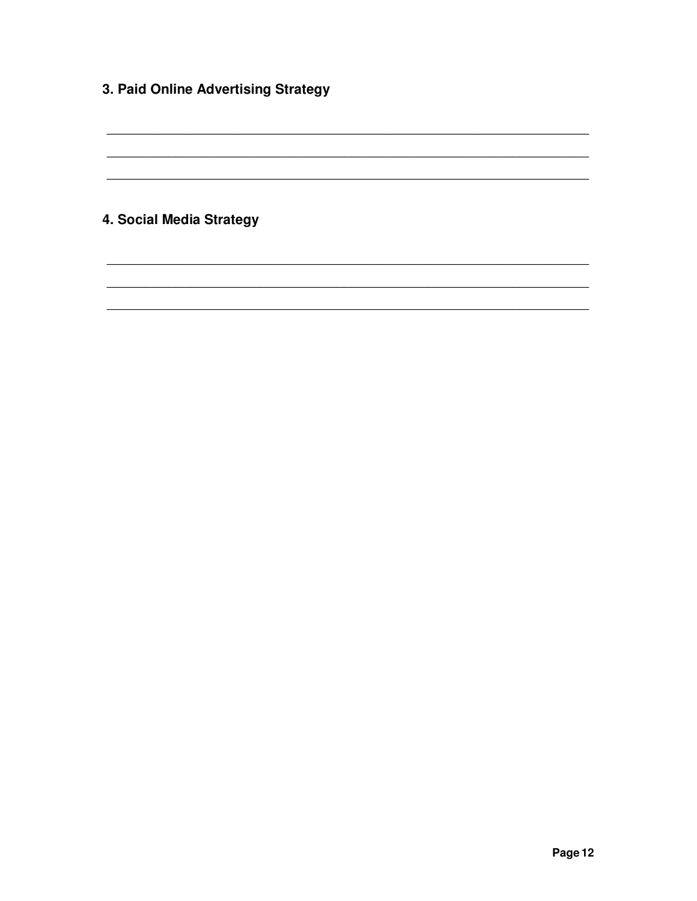### 3. Paid Online Advertising Strategy

___________________________________________________________________________

___________________________________________________________________________

___________________________________________________________________________

### 4. Social Media Strategy

___________________________________________________________________________

___________________________________________________________________________

___________________________________________________________________________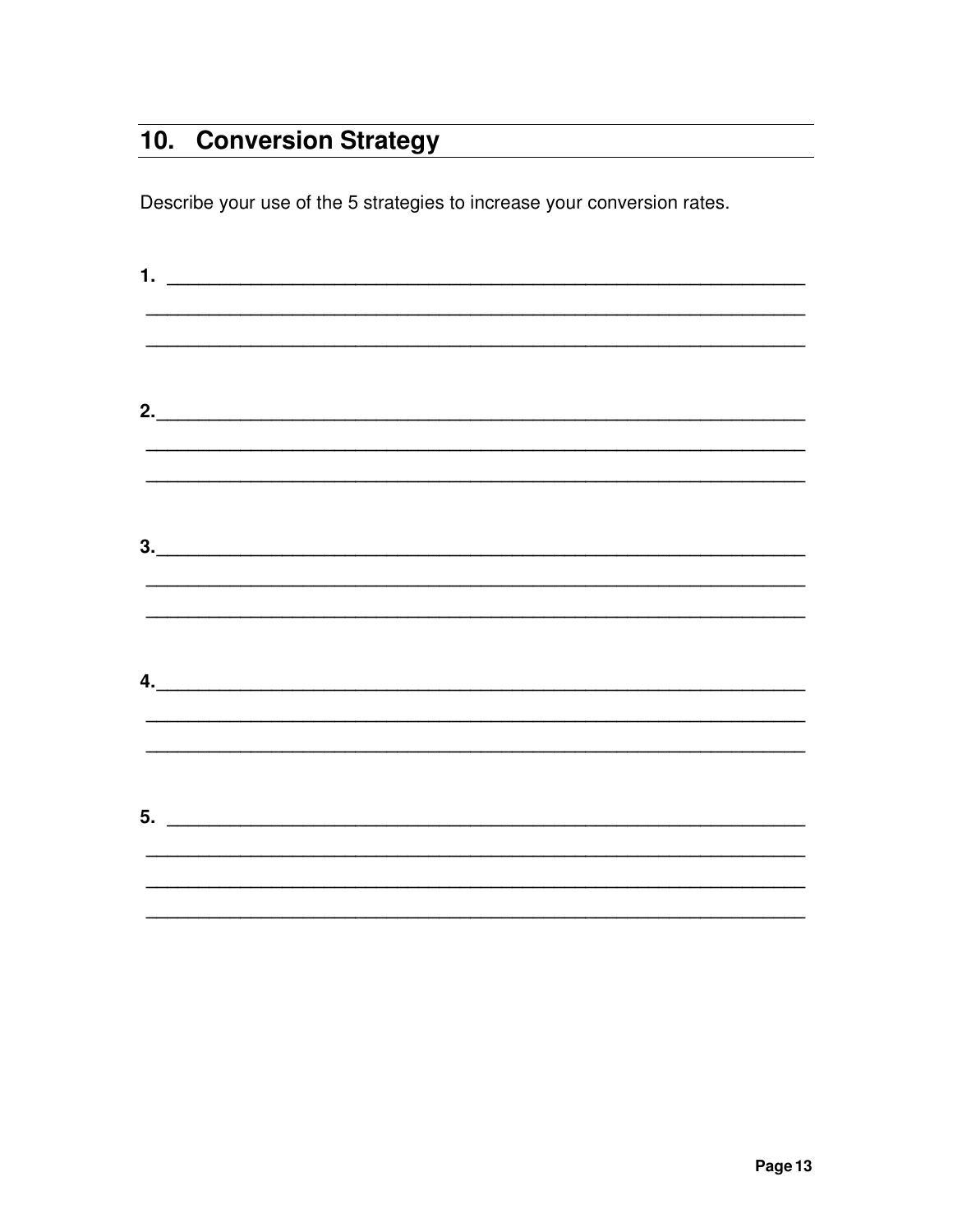## 10. Conversion Strategy

Describe your use of the 5 strategies to increase your conversion rates.

**1.** ____________________________________________________________

____________________________________________________________

____________________________________________________________

**2.**____________________________________________________________

____________________________________________________________

____________________________________________________________

**3.**____________________________________________________________

____________________________________________________________

____________________________________________________________

**4.**____________________________________________________________

____________________________________________________________

____________________________________________________________

**5.** ____________________________________________________________

____________________________________________________________

____________________________________________________________

____________________________________________________________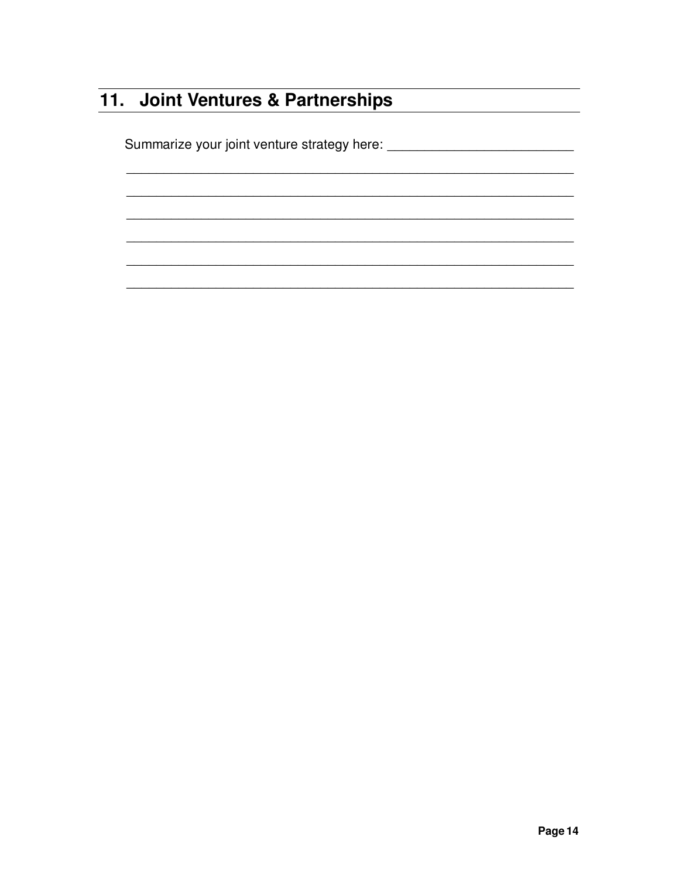## 11. Joint Ventures & Partnerships

Summarize your joint venture strategy here: _________________________

_____________________________________________________________

_____________________________________________________________

_____________________________________________________________

_____________________________________________________________

_____________________________________________________________

_____________________________________________________________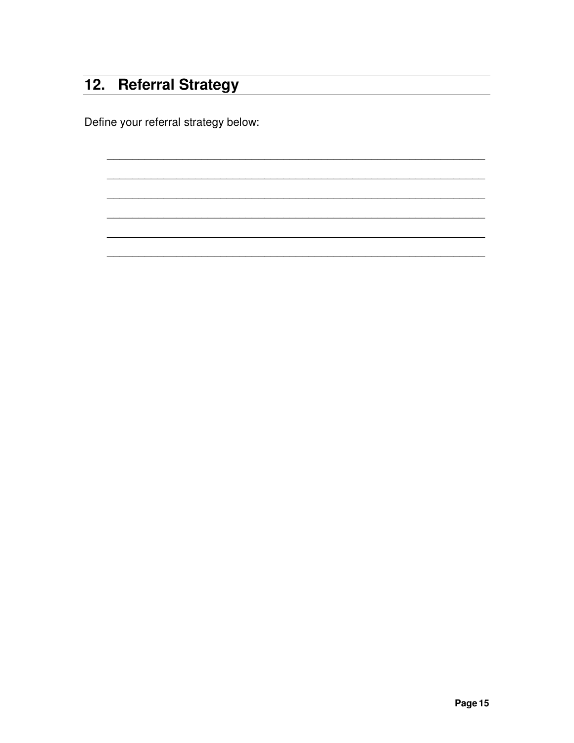## 12. Referral Strategy

Define your referral strategy below:

______________________________________________________________________

______________________________________________________________________

______________________________________________________________________

______________________________________________________________________

______________________________________________________________________

______________________________________________________________________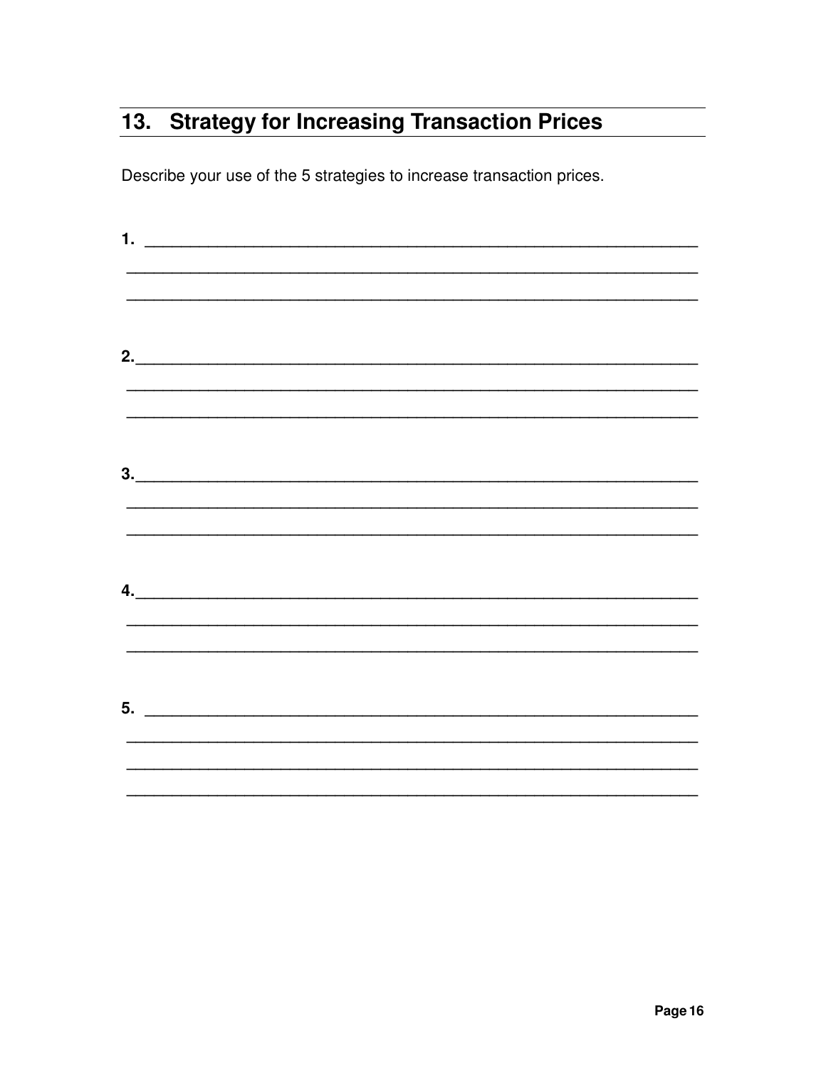## 13. Strategy for Increasing Transaction Prices

Describe your use of the 5 strategies to increase transaction prices.

**1.** ____________________________________________________________

____________________________________________________________

____________________________________________________________

**2.** ____________________________________________________________

____________________________________________________________

____________________________________________________________

**3.** ____________________________________________________________

____________________________________________________________

____________________________________________________________

**4.** ____________________________________________________________

____________________________________________________________

____________________________________________________________

**5.** ____________________________________________________________

____________________________________________________________

____________________________________________________________

____________________________________________________________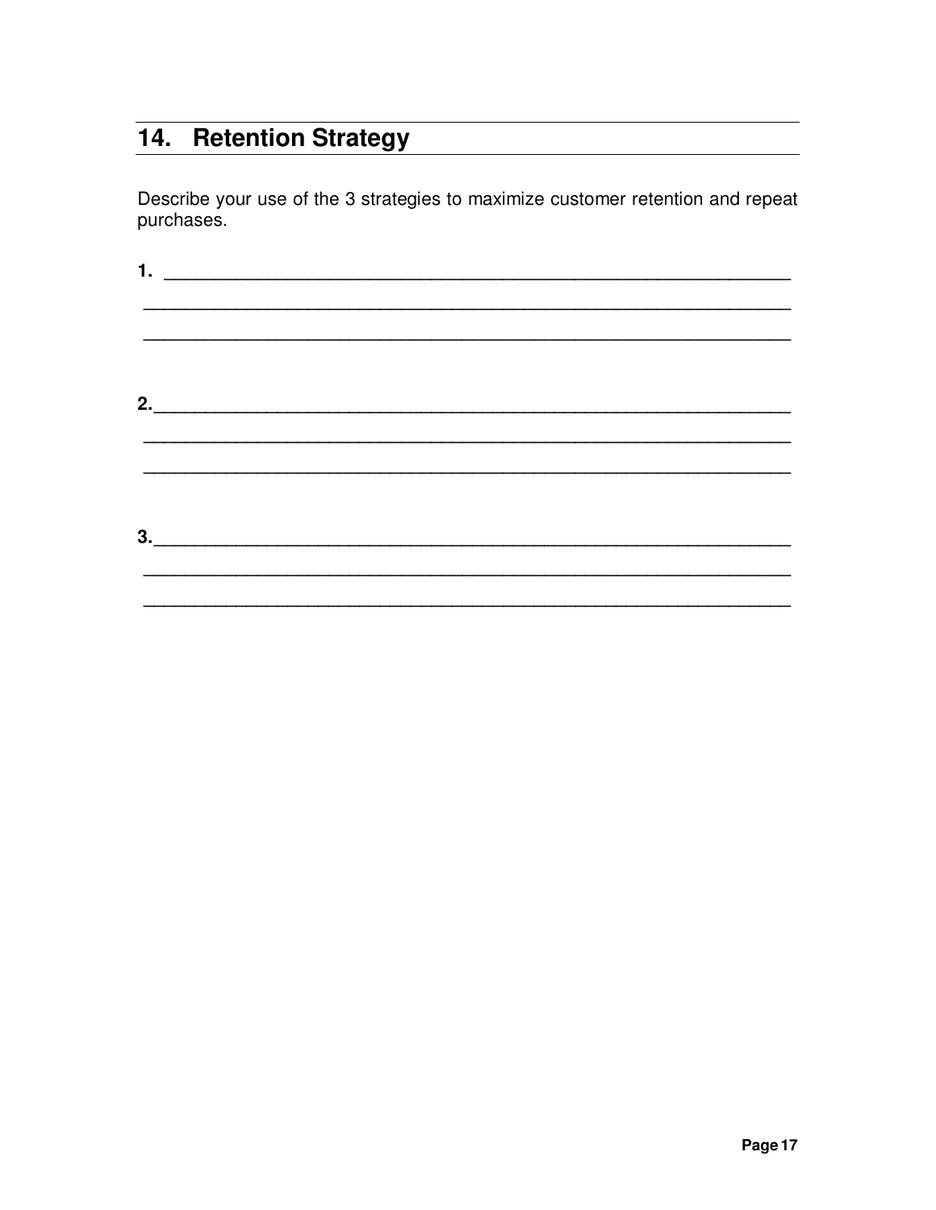## 14. Retention Strategy

Describe your use of the 3 strategies to maximize customer retention and repeat purchases.

**1.** ________________________________________________________________

________________________________________________________________

________________________________________________________________

**2.**________________________________________________________________

________________________________________________________________

________________________________________________________________

**3.**________________________________________________________________

________________________________________________________________

________________________________________________________________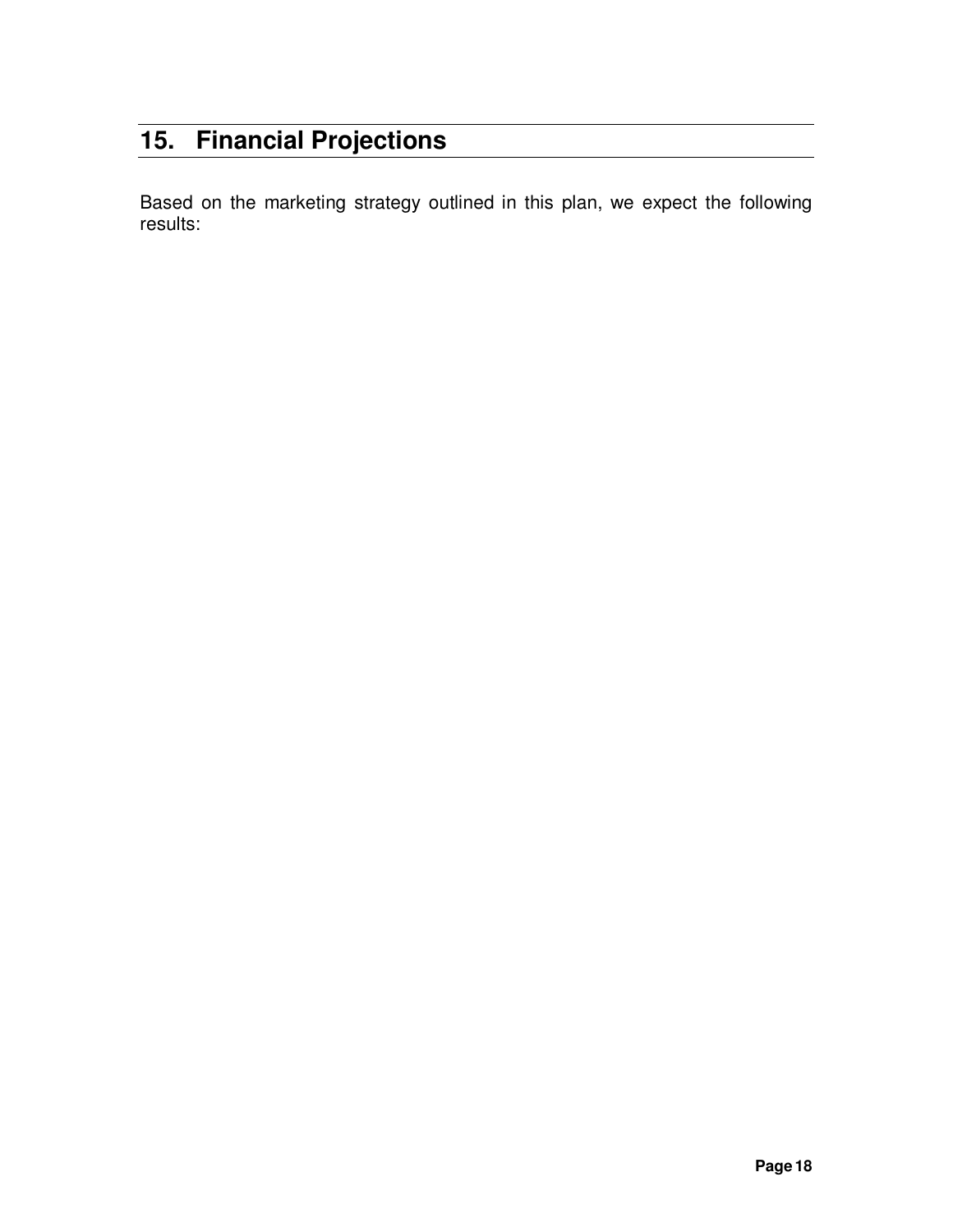## 15. Financial Projections

Based on the marketing strategy outlined in this plan, we expect the following results: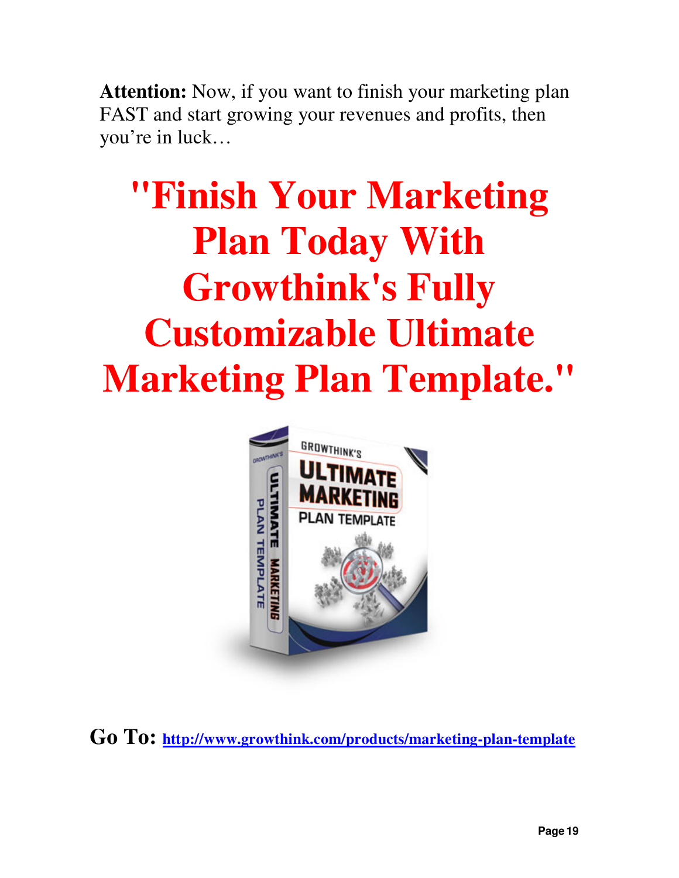**Attention:** Now, if you want to finish your marketing plan FAST and start growing your revenues and profits, then you're in luck…

# "Finish Your Marketing Plan Today With Growthink's Fully Customizable Ultimate Marketing Plan Template."

**Go To:** [http://www.growthink.com/products/marketing-plan-template](http://www.growthink.com/products/marketing-plan-template)